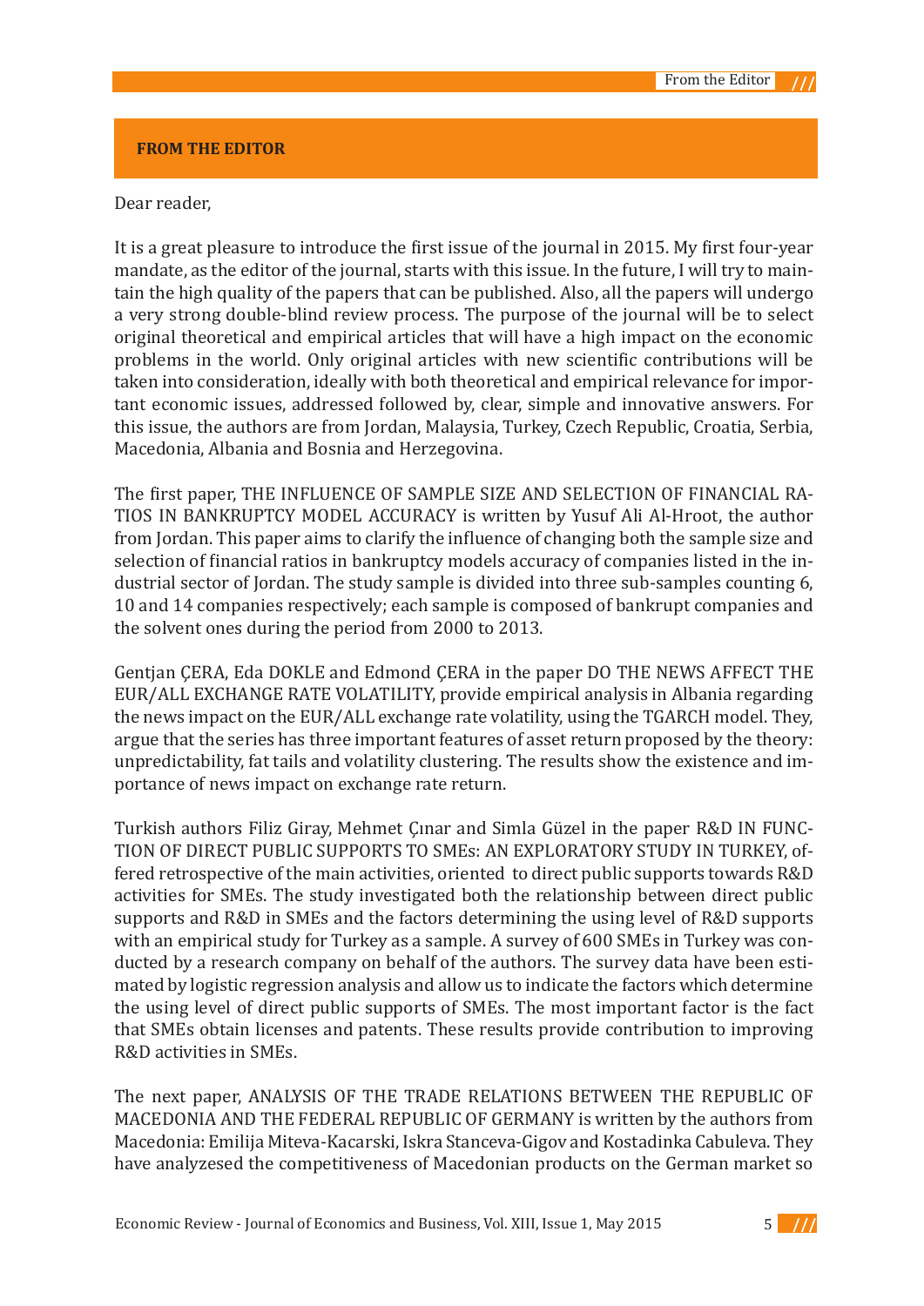## FROM THE EDITOR

Dear reader,

It is a great pleasure to introduce the first issue of the journal in 2015. My first four-year mandate, as the editor of the journal, starts with this issue. In the future, I will try to maintain the high quality of the papers that can be published. Also, all the papers will undergo a very strong double-blind review process. The purpose of the journal will be to select original theoretical and empirical articles that will have a high impact on the economic problems in the world. Only original articles with new scientific contributions will be taken into consideration, ideally with both theoretical and empirical relevance for important economic issues, addressed followed by, clear, simple and innovative answers. For this issue, the authors are from Jordan, Malaysia, Turkey, Czech Republic, Croatia, Serbia, Macedonia, Albania and Bosnia and Herzegovina.

The first paper, THE INFLUENCE OF SAMPLE SIZE AND SELECTION OF FINANCIAL RATIOS IN BANKRUPTCY MODEL ACCURACY is written by Yusuf Ali Al-Hroot, the author from Jordan. This paper aims to clarify the influence of changing both the sample size and selection of financial ratios in bankruptcy models accuracy of companies listed in the industrial sector of Jordan. The study sample is divided into three sub-samples counting 6, 10 and 14 companies respectively; each sample is composed of bankrupt companies and the solvent ones during the period from 2000 to 2013.

Gentjan ÇERA, Eda DOKLE and Edmond ÇERA in the paper DO THE NEWS AFFECT THE EUR/ALL EXCHANGE RATE VOLATILITY, provide empirical analysis in Albania regarding the news impact on the EUR/ALL exchange rate volatility, using the TGARCH model. They, argue that the series has three important features of asset return proposed by the theory: unpredictability, fat tails and volatility clustering. The results show the existence and importance of news impact on exchange rate return.

Turkish authors Filiz Giray, Mehmet Çınar and Simla Güzel in the paper R&D IN FUNCTION OF DIRECT PUBLIC SUPPORTS TO SMEs: AN EXPLORATORY STUDY IN TURKEY, offered retrospective of the main activities, oriented to direct public supports towards R&D activities for SMEs. The study investigated both the relationship between direct public supports and R&D in SMEs and the factors determining the using level of R&D supports with an empirical study for Turkey as a sample. A survey of 600 SMEs in Turkey was conducted by a research company on behalf of the authors. The survey data have been estimated by logistic regression analysis and allow us to indicate the factors which determine the using level of direct public supports of SMEs. The most important factor is the fact that SMEs obtain licenses and patents. These results provide contribution to improving R&D activities in SMEs.

The next paper, ANALYSIS OF THE TRADE RELATIONS BETWEEN THE REPUBLIC OF MACEDONIA AND THE FEDERAL REPUBLIC OF GERMANY is written by the authors from Macedonia: Emilija Miteva-Kacarski, Iskra Stanceva-Gigov and Kostadinka Cabuleva. They have analyzesed the competitiveness of Macedonian products on the German market so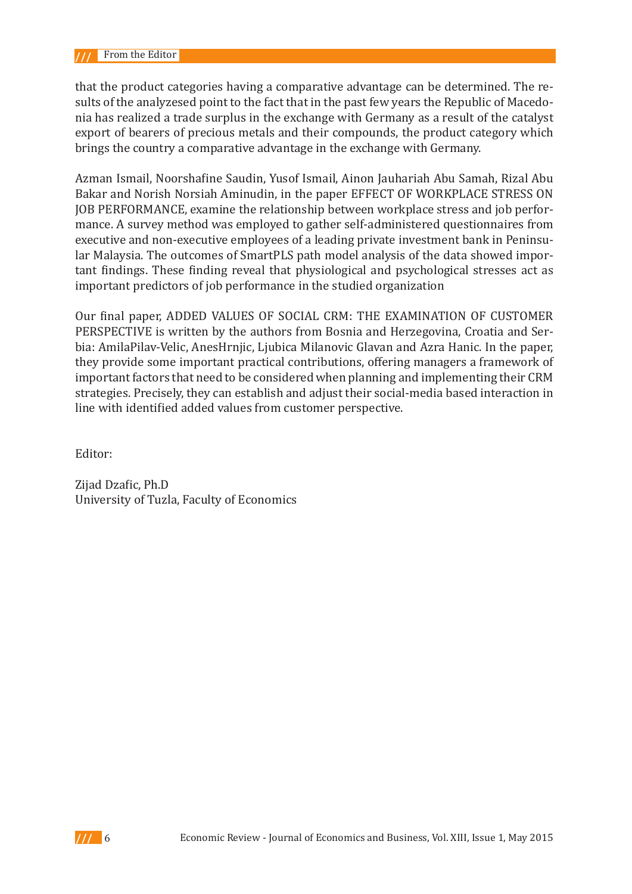that the product categories having a comparative advantage can be determined. The results of the analyzesed point to the fact that in the past few years the Republic of Macedonia has realized a trade surplus in the exchange with Germany as a result of the catalyst export of bearers of precious metals and their compounds, the product category which brings the country a comparative advantage in the exchange with Germany.

Azman Ismail, Noorshafine Saudin, Yusof Ismail, Ainon Jauhariah Abu Samah, Rizal Abu Bakar and Norish Norsiah Aminudin, in the paper EFFECT OF WORKPLACE STRESS ON JOB PERFORMANCE, examine the relationship between workplace stress and job performance. A survey method was employed to gather self-administered questionnaires from executive and non-executive employees of a leading private investment bank in Peninsular Malaysia. The outcomes of SmartPLS path model analysis of the data showed important findings. These finding reveal that physiological and psychological stresses act as important predictors of job performance in the studied organization

Our final paper, ADDED VALUES OF SOCIAL CRM: THE EXAMINATION OF CUSTOMER PERSPECTIVE is written by the authors from Bosnia and Herzegovina, Croatia and Serbia: AmilaPilav-Velic, AnesHrnjic, Ljubica Milanovic Glavan and Azra Hanic. In the paper, they provide some important practical contributions, offering managers a framework of important factors that need to be considered when planning and implementing their CRM strategies. Precisely, they can establish and adjust their social-media based interaction in line with identified added values from customer perspective.

Editor:

Zijad Dzafic, Ph.D  
University of Tuzla, Faculty of Economics